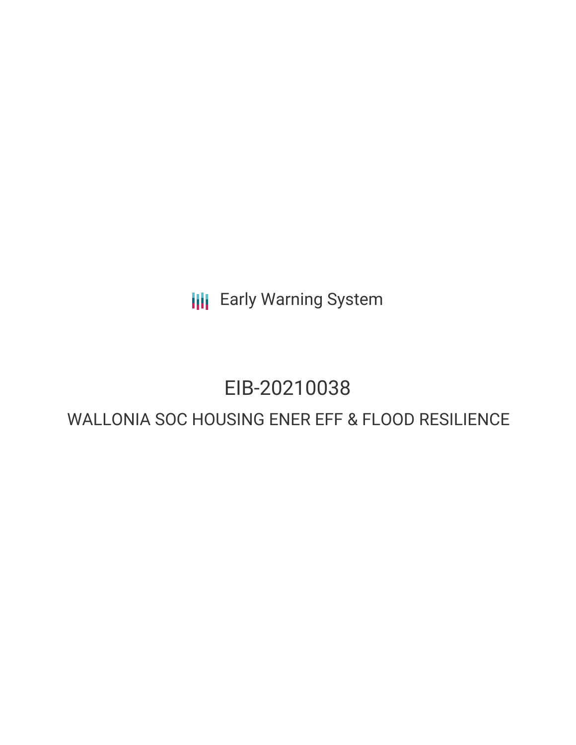Early Warning System

# EIB-20210038

## WALLONIA SOC HOUSING ENER EFF & FLOOD RESILIENCE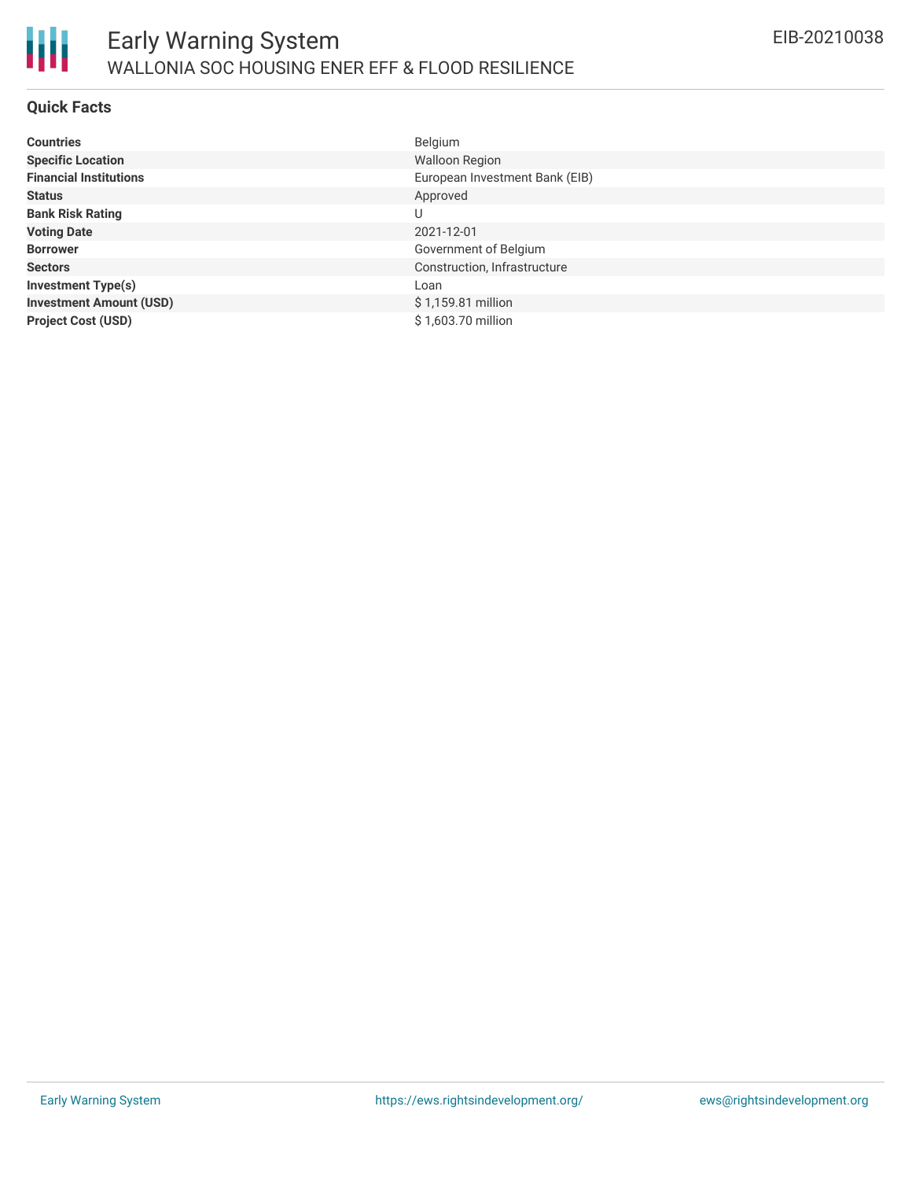# Early Warning System

## WALLONIA SOC HOUSING ENER EFF & FLOOD RESILIENCE

EIB-20210038

### Quick Facts

| | |
|---|---|
| **Countries** | Belgium |
| **Specific Location** | Walloon Region |
| **Financial Institutions** | European Investment Bank (EIB) |
| **Status** | Approved |
| **Bank Risk Rating** | U |
| **Voting Date** | 2021-12-01 |
| **Borrower** | Government of Belgium |
| **Sectors** | Construction, Infrastructure |
| **Investment Type(s)** | Loan |
| **Investment Amount (USD)** | $ 1,159.81 million |
| **Project Cost (USD)** | $ 1,603.70 million |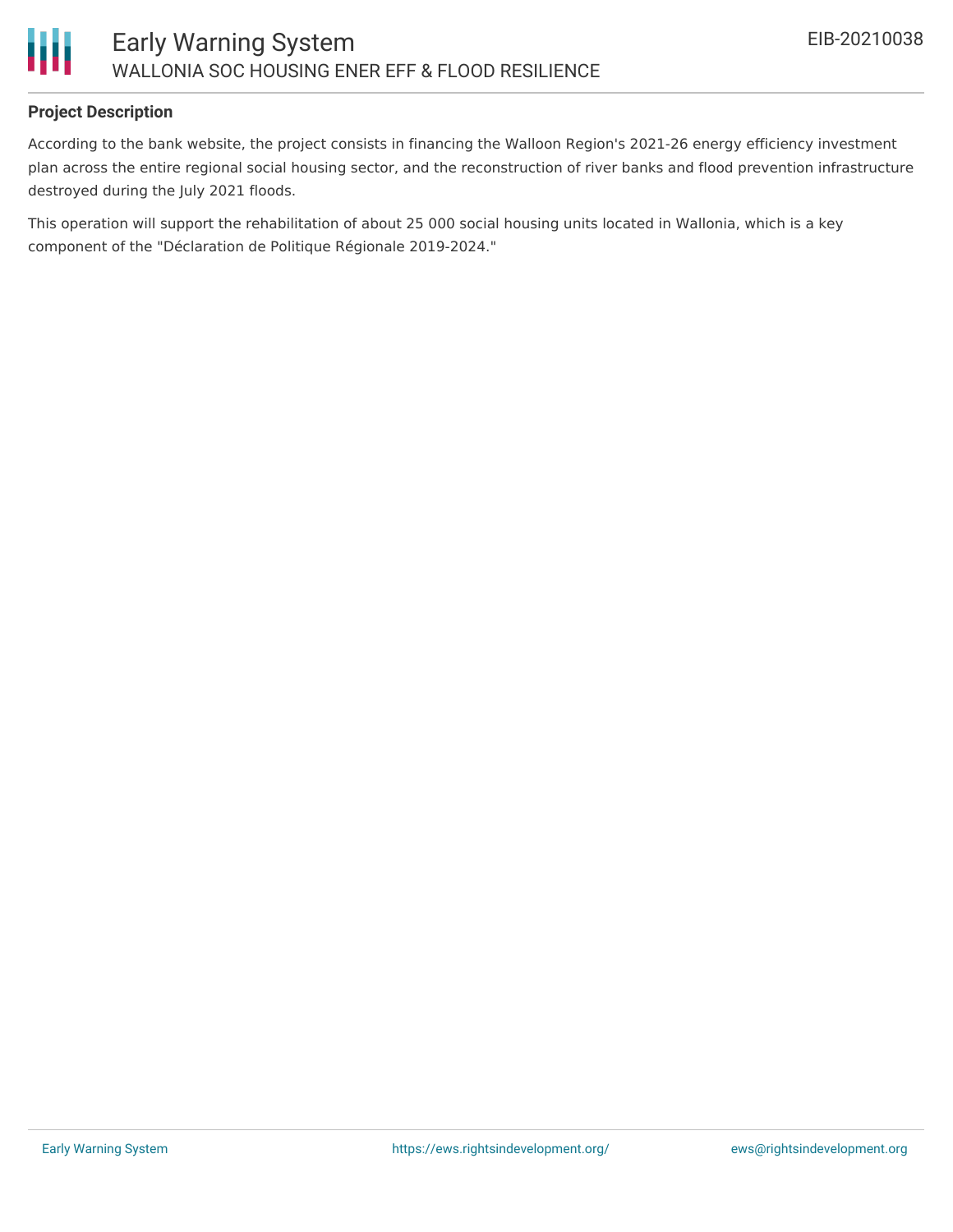## Project Description

According to the bank website, the project consists in financing the Walloon Region's 2021-26 energy efficiency investment plan across the entire regional social housing sector, and the reconstruction of river banks and flood prevention infrastructure destroyed during the July 2021 floods.

This operation will support the rehabilitation of about 25 000 social housing units located in Wallonia, which is a key component of the "Déclaration de Politique Régionale 2019-2024."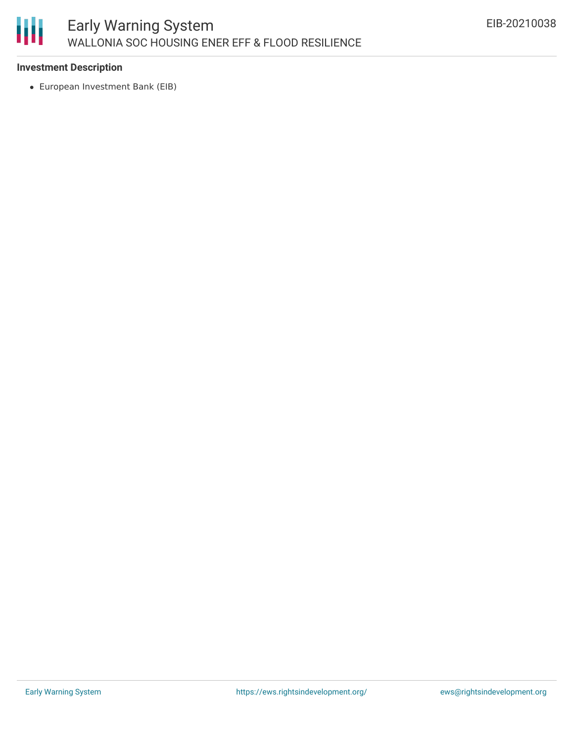### Investment Description

- European Investment Bank (EIB)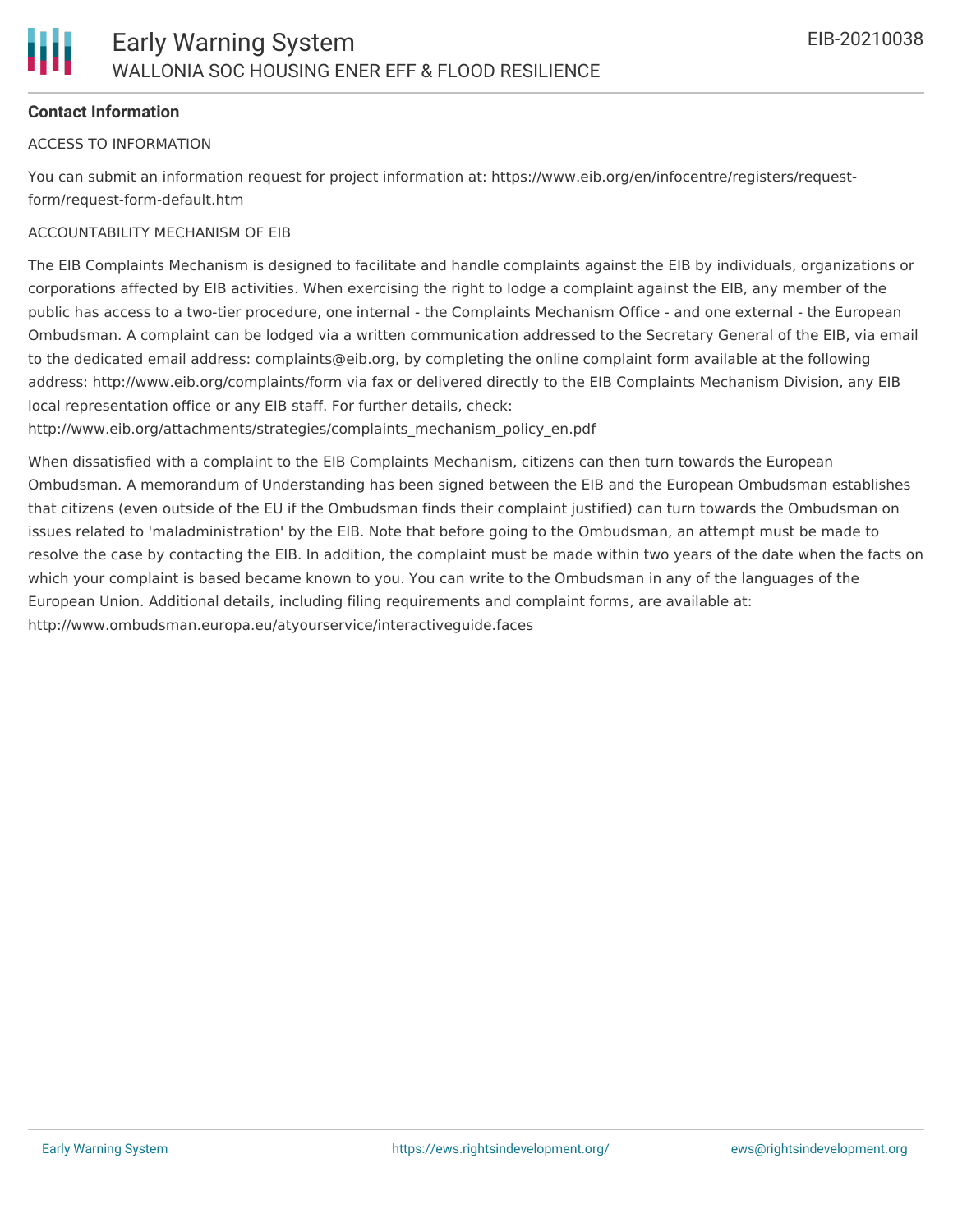**Contact Information**

ACCESS TO INFORMATION

You can submit an information request for project information at: https://www.eib.org/en/infocentre/registers/request-form/request-form-default.htm

ACCOUNTABILITY MECHANISM OF EIB

The EIB Complaints Mechanism is designed to facilitate and handle complaints against the EIB by individuals, organizations or corporations affected by EIB activities. When exercising the right to lodge a complaint against the EIB, any member of the public has access to a two-tier procedure, one internal - the Complaints Mechanism Office - and one external - the European Ombudsman. A complaint can be lodged via a written communication addressed to the Secretary General of the EIB, via email to the dedicated email address: complaints@eib.org, by completing the online complaint form available at the following address: http://www.eib.org/complaints/form via fax or delivered directly to the EIB Complaints Mechanism Division, any EIB local representation office or any EIB staff. For further details, check: http://www.eib.org/attachments/strategies/complaints_mechanism_policy_en.pdf

When dissatisfied with a complaint to the EIB Complaints Mechanism, citizens can then turn towards the European Ombudsman. A memorandum of Understanding has been signed between the EIB and the European Ombudsman establishes that citizens (even outside of the EU if the Ombudsman finds their complaint justified) can turn towards the Ombudsman on issues related to 'maladministration' by the EIB. Note that before going to the Ombudsman, an attempt must be made to resolve the case by contacting the EIB. In addition, the complaint must be made within two years of the date when the facts on which your complaint is based became known to you. You can write to the Ombudsman in any of the languages of the European Union. Additional details, including filing requirements and complaint forms, are available at: http://www.ombudsman.europa.eu/atyourservice/interactiveguide.faces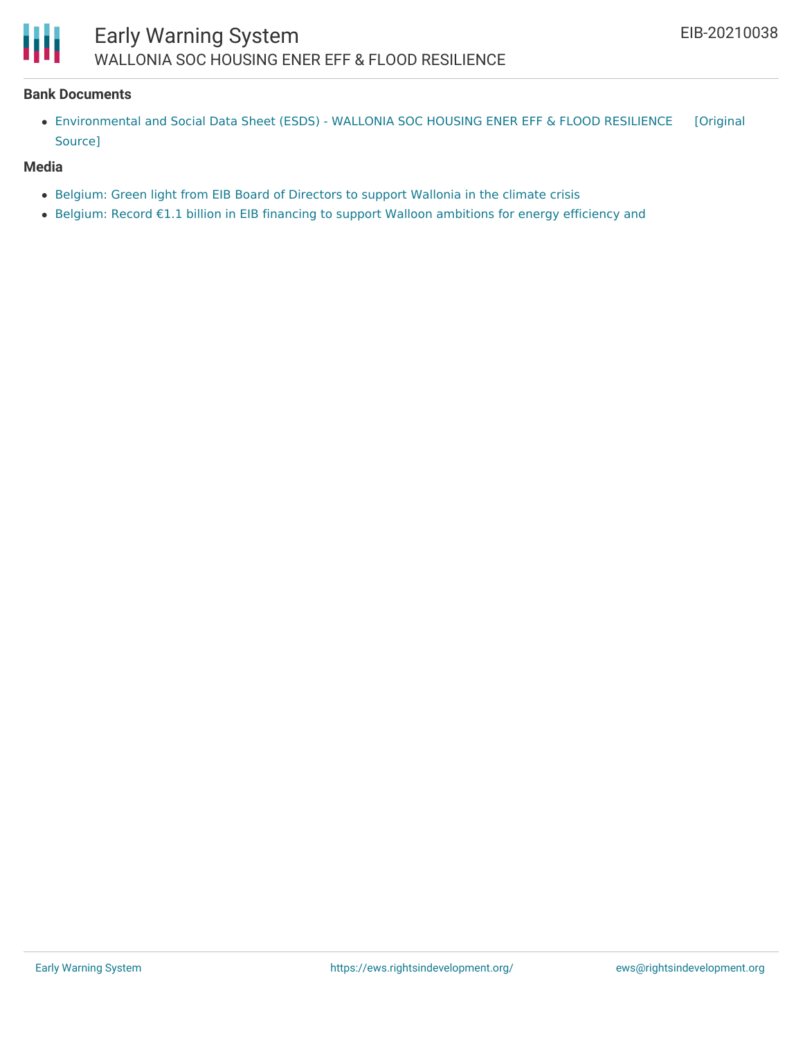**Bank Documents**

- Environmental and Social Data Sheet (ESDS) - WALLONIA SOC HOUSING ENER EFF & FLOOD RESILIENCE [Original Source]

**Media**

- Belgium: Green light from EIB Board of Directors to support Wallonia in the climate crisis
- Belgium: Record €1.1 billion in EIB financing to support Walloon ambitions for energy efficiency and